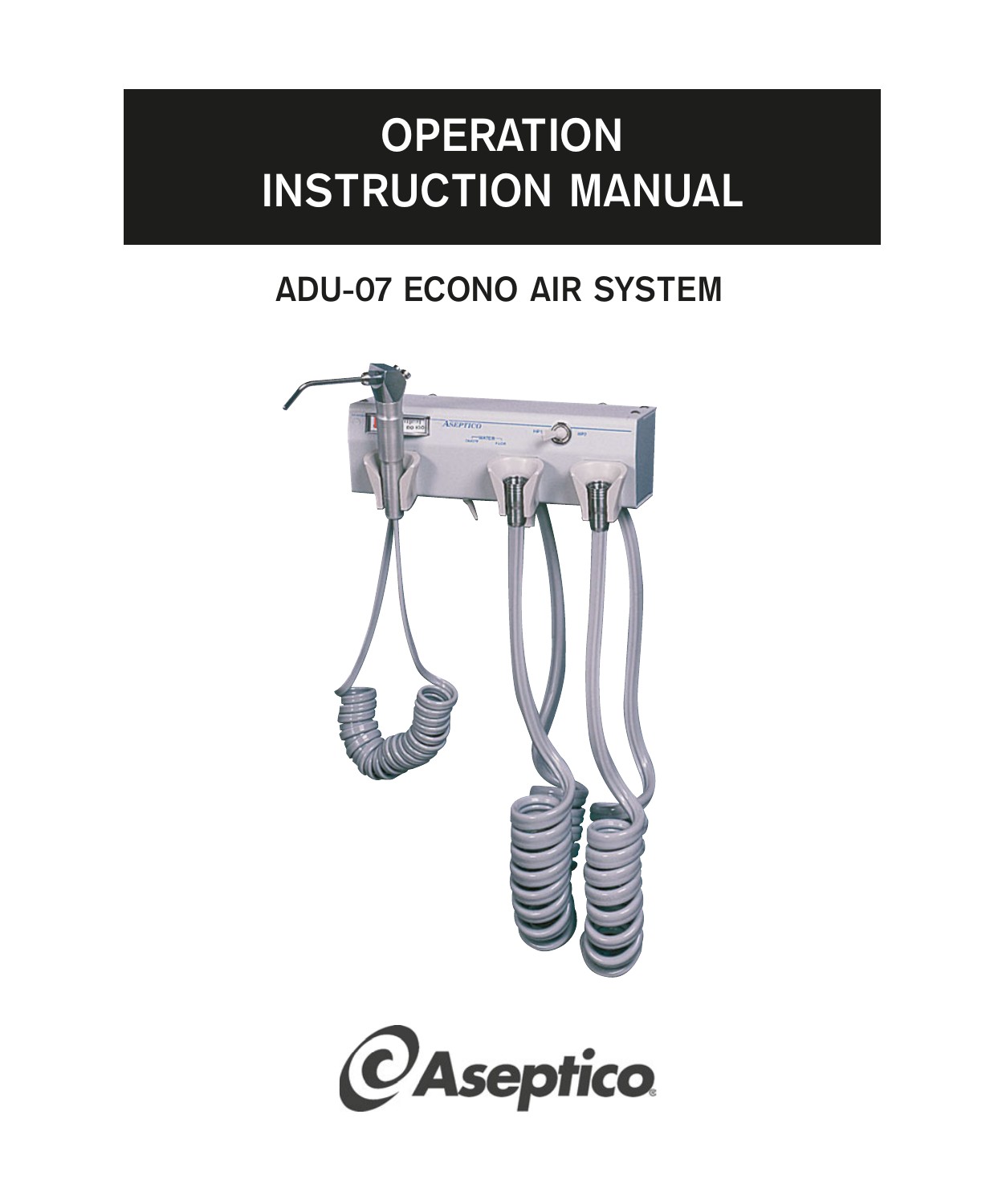# OPERATION INSTRUCTION MANUAL

## ADU-07 ECONO AIR SYSTEM

Aseptico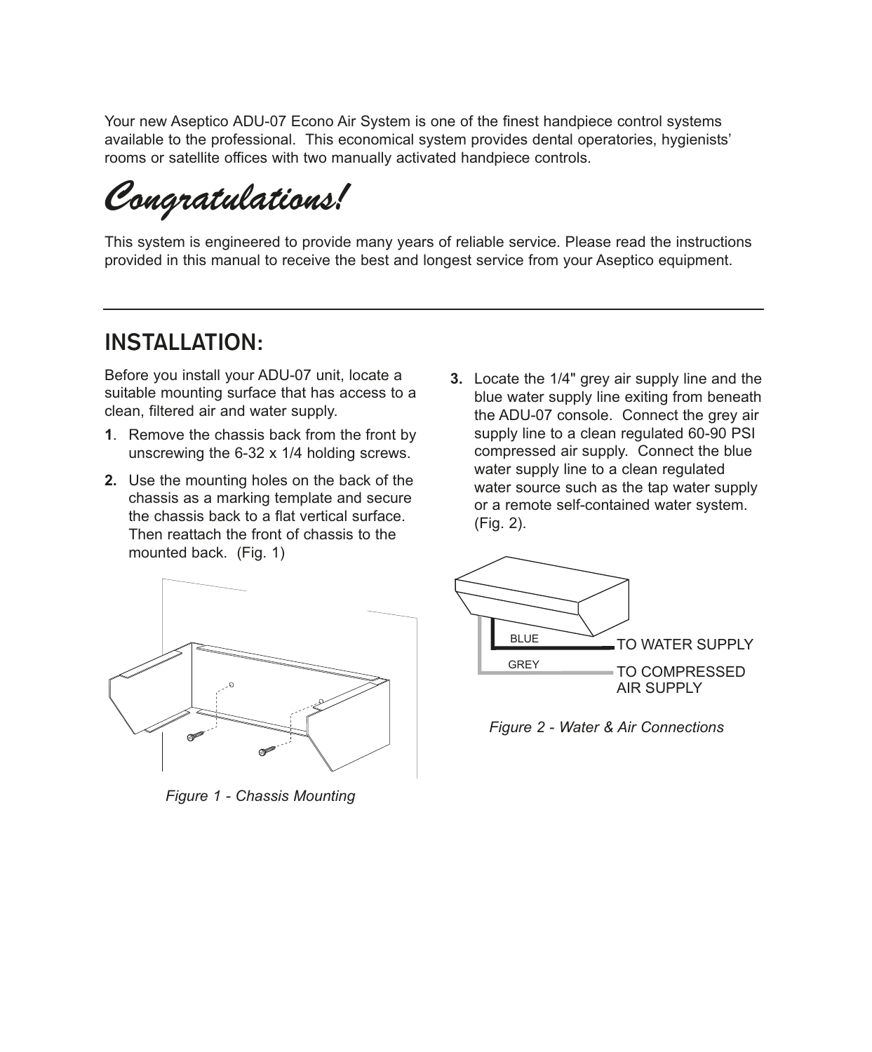Your new Aseptico ADU-07 Econo Air System is one of the finest handpiece control systems available to the professional. This economical system provides dental operatories, hygienists' rooms or satellite offices with two manually activated handpiece controls.

# *Congratulations!*

This system is engineered to provide many years of reliable service. Please read the instructions provided in this manual to receive the best and longest service from your Aseptico equipment.

---

## INSTALLATION:

Before you install your ADU-07 unit, locate a suitable mounting surface that has access to a clean, filtered air and water supply.

1. Remove the chassis back from the front by unscrewing the 6-32 x 1/4 holding screws.
2. Use the mounting holes on the back of the chassis as a marking template and secure the chassis back to a flat vertical surface. Then reattach the front of chassis to the mounted back. (Fig. 1)

*Figure 1 - Chassis Mounting*

3. Locate the 1/4" grey air supply line and the blue water supply line exiting from beneath the ADU-07 console. Connect the grey air supply line to a clean regulated 60-90 PSI compressed air supply. Connect the blue water supply line to a clean regulated water source such as the tap water supply or a remote self-contained water system. (Fig. 2).

BLUE — TO WATER SUPPLY

GREY — TO COMPRESSED AIR SUPPLY

*Figure 2 - Water & Air Connections*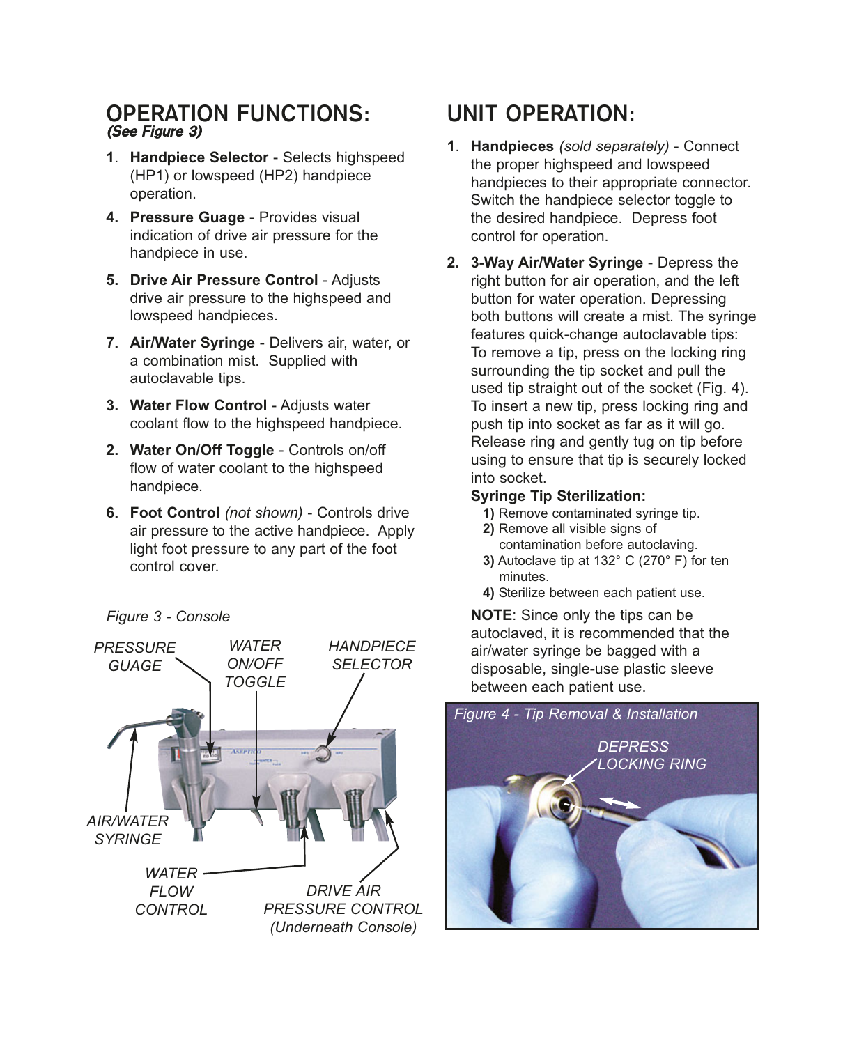## OPERATION FUNCTIONS:
***(See Figure 3)***

1. **Handpiece Selector** - Selects highspeed (HP1) or lowspeed (HP2) handpiece operation.
4. **Pressure Guage** - Provides visual indication of drive air pressure for the handpiece in use.
5. **Drive Air Pressure Control** - Adjusts drive air pressure to the highspeed and lowspeed handpieces.
7. **Air/Water Syringe** - Delivers air, water, or a combination mist. Supplied with autoclavable tips.
3. **Water Flow Control** - Adjusts water coolant flow to the highspeed handpiece.
2. **Water On/Off Toggle** - Controls on/off flow of water coolant to the highspeed handpiece.
6. **Foot Control** *(not shown)* - Controls drive air pressure to the active handpiece. Apply light foot pressure to any part of the foot control cover.

*Figure 3 - Console*

*PRESSURE GUAGE*, *WATER ON/OFF TOGGLE*, *HANDPIECE SELECTOR*, *AIR/WATER SYRINGE*, *WATER FLOW CONTROL*, *DRIVE AIR PRESSURE CONTROL (Underneath Console)*

## UNIT OPERATION:

1. **Handpieces** *(sold separately)* - Connect the proper highspeed and lowspeed handpieces to their appropriate connector. Switch the handpiece selector toggle to the desired handpiece. Depress foot control for operation.
2. **3-Way Air/Water Syringe** - Depress the right button for air operation, and the left button for water operation. Depressing both buttons will create a mist. The syringe features quick-change autoclavable tips: To remove a tip, press on the locking ring surrounding the tip socket and pull the used tip straight out of the socket (Fig. 4). To insert a new tip, press locking ring and push tip into socket as far as it will go. Release ring and gently tug on tip before using to ensure that tip is securely locked into socket.

   **Syringe Tip Sterilization:**
   
   **1)** Remove contaminated syringe tip.
   **2)** Remove all visible signs of contamination before autoclaving.
   **3)** Autoclave tip at 132° C (270° F) for ten minutes.
   **4)** Sterilize between each patient use.

   **NOTE**: Since only the tips can be autoclaved, it is recommended that the air/water syringe be bagged with a disposable, single-use plastic sleeve between each patient use.

*Figure 4 - Tip Removal & Installation*

*DEPRESS LOCKING RING*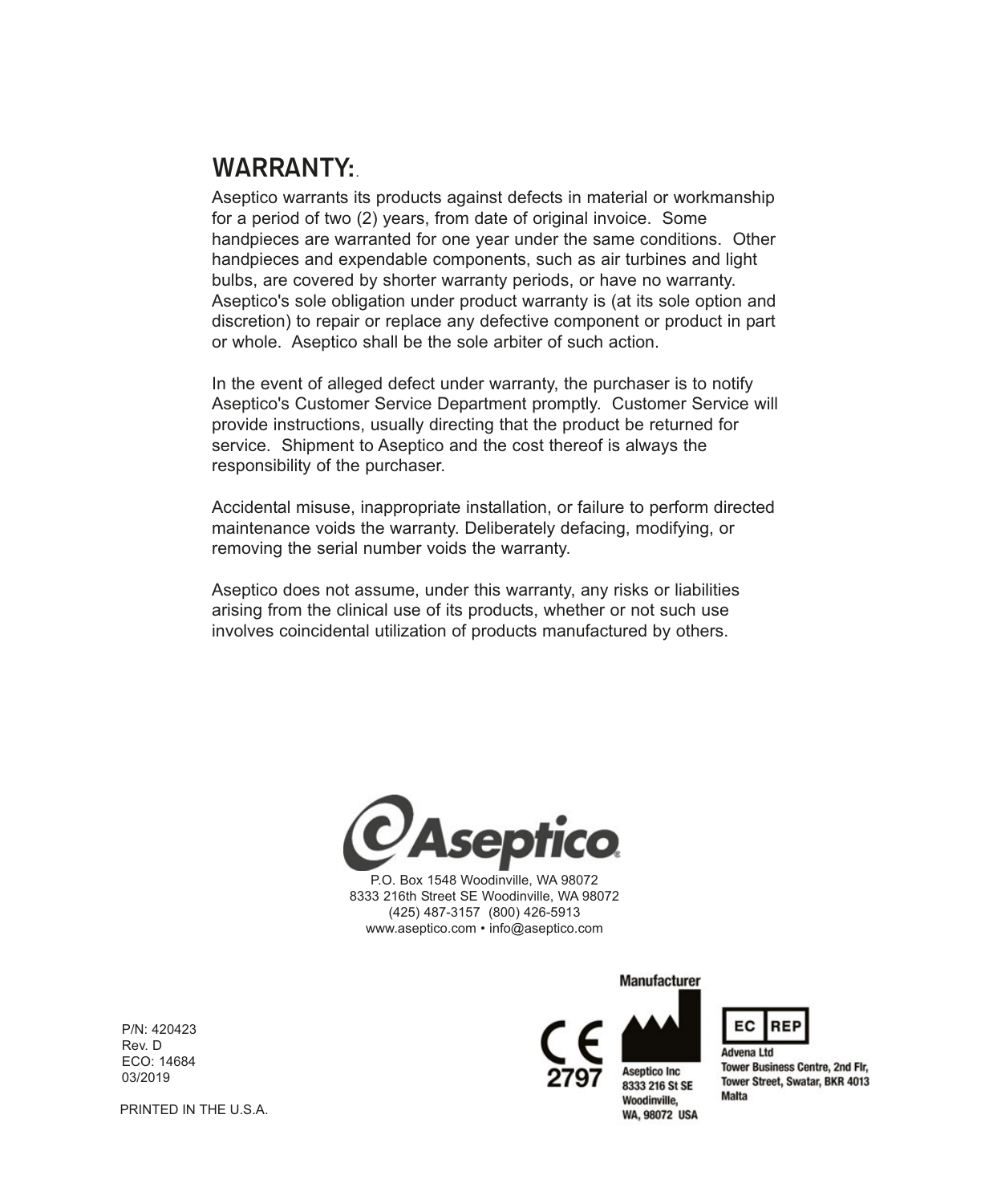## WARRANTY:

Aseptico warrants its products against defects in material or workmanship for a period of two (2) years, from date of original invoice. Some handpieces are warranted for one year under the same conditions. Other handpieces and expendable components, such as air turbines and light bulbs, are covered by shorter warranty periods, or have no warranty. Aseptico's sole obligation under product warranty is (at its sole option and discretion) to repair or replace any defective component or product in part or whole. Aseptico shall be the sole arbiter of such action.

In the event of alleged defect under warranty, the purchaser is to notify Aseptico's Customer Service Department promptly. Customer Service will provide instructions, usually directing that the product be returned for service. Shipment to Aseptico and the cost thereof is always the responsibility of the purchaser.

Accidental misuse, inappropriate installation, or failure to perform directed maintenance voids the warranty. Deliberately defacing, modifying, or removing the serial number voids the warranty.

Aseptico does not assume, under this warranty, any risks or liabilities arising from the clinical use of its products, whether or not such use involves coincidental utilization of products manufactured by others.

Aseptico

P.O. Box 1548 Woodinville, WA 98072
8333 216th Street SE Woodinville, WA 98072
(425) 487-3157 (800) 426-5913
www.aseptico.com • info@aseptico.com

P/N: 420423
Rev. D
ECO: 14684
03/2019

PRINTED IN THE U.S.A.

CE 2797

Manufacturer
Aseptico Inc
8333 216 St SE
Woodinville,
WA, 98072 USA

EC REP
Advena Ltd
Tower Business Centre, 2nd Flr,
Tower Street, Swatar, BKR 4013
Malta